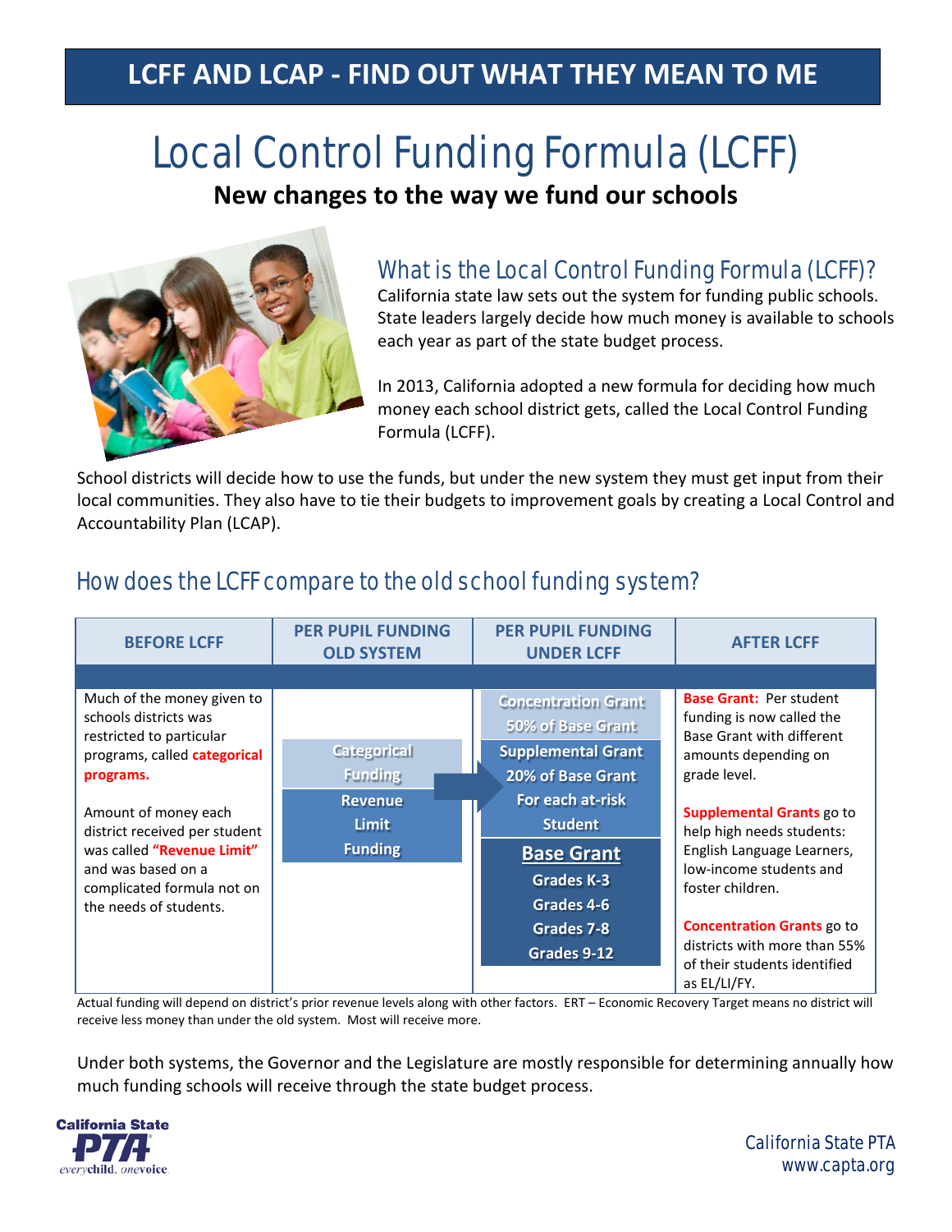# LCFF AND LCAP - FIND OUT WHAT THEY MEAN TO ME

# Local Control Funding Formula (LCFF)

**New changes to the way we fund our schools**

## What is the Local Control Funding Formula (LCFF)?

California state law sets out the system for funding public schools. State leaders largely decide how much money is available to schools each year as part of the state budget process.

In 2013, California adopted a new formula for deciding how much money each school district gets, called the Local Control Funding Formula (LCFF).

School districts will decide how to use the funds, but under the new system they must get input from their local communities. They also have to tie their budgets to improvement goals by creating a Local Control and Accountability Plan (LCAP).

## How does the LCFF compare to the old school funding system?

| BEFORE LCFF | PER PUPIL FUNDING OLD SYSTEM | PER PUPIL FUNDING UNDER LCFF | AFTER LCFF |
|---|---|---|---|
| Much of the money given to schools districts was restricted to particular programs, called **categorical programs.**<br><br>Amount of money each district received per student was called **"Revenue Limit"** and was based on a complicated formula not on the needs of students. | Categorical Funding<br><br>Revenue Limit Funding | Concentration Grant 50% of Base Grant<br><br>Supplemental Grant 20% of Base Grant For each at-risk Student<br><br>**Base Grant**<br>Grades K-3<br>Grades 4-6<br>Grades 7-8<br>Grades 9-12 | **Base Grant:** Per student funding is now called the Base Grant with different amounts depending on grade level.<br><br>**Supplemental Grants** go to help high needs students: English Language Learners, low-income students and foster children.<br><br>**Concentration Grants** go to districts with more than 55% of their students identified as EL/LI/FY. |

Actual funding will depend on district's prior revenue levels along with other factors. ERT – Economic Recovery Target means no district will receive less money than under the old system. Most will receive more.

Under both systems, the Governor and the Legislature are mostly responsible for determining annually how much funding schools will receive through the state budget process.

California State PTA
www.capta.org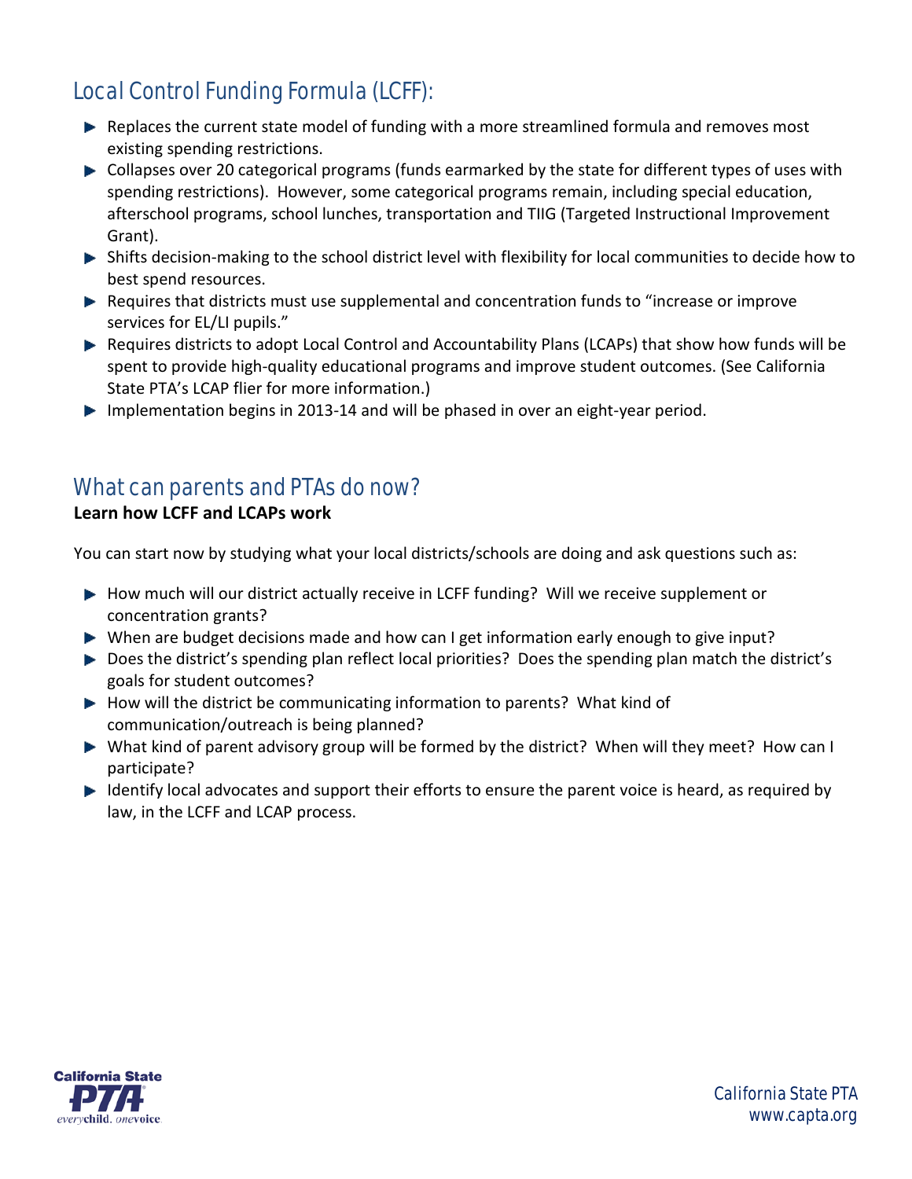## Local Control Funding Formula (LCFF):

- Replaces the current state model of funding with a more streamlined formula and removes most existing spending restrictions.
- Collapses over 20 categorical programs (funds earmarked by the state for different types of uses with spending restrictions). However, some categorical programs remain, including special education, afterschool programs, school lunches, transportation and TIIG (Targeted Instructional Improvement Grant).
- Shifts decision-making to the school district level with flexibility for local communities to decide how to best spend resources.
- Requires that districts must use supplemental and concentration funds to "increase or improve services for EL/LI pupils."
- Requires districts to adopt Local Control and Accountability Plans (LCAPs) that show how funds will be spent to provide high-quality educational programs and improve student outcomes. (See California State PTA's LCAP flier for more information.)
- Implementation begins in 2013-14 and will be phased in over an eight-year period.

## What can parents and PTAs do now?

**Learn how LCFF and LCAPs work**

You can start now by studying what your local districts/schools are doing and ask questions such as:

- How much will our district actually receive in LCFF funding? Will we receive supplement or concentration grants?
- When are budget decisions made and how can I get information early enough to give input?
- Does the district's spending plan reflect local priorities? Does the spending plan match the district's goals for student outcomes?
- How will the district be communicating information to parents? What kind of communication/outreach is being planned?
- What kind of parent advisory group will be formed by the district? When will they meet? How can I participate?
- Identify local advocates and support their efforts to ensure the parent voice is heard, as required by law, in the LCFF and LCAP process.

California State PTA
www.capta.org